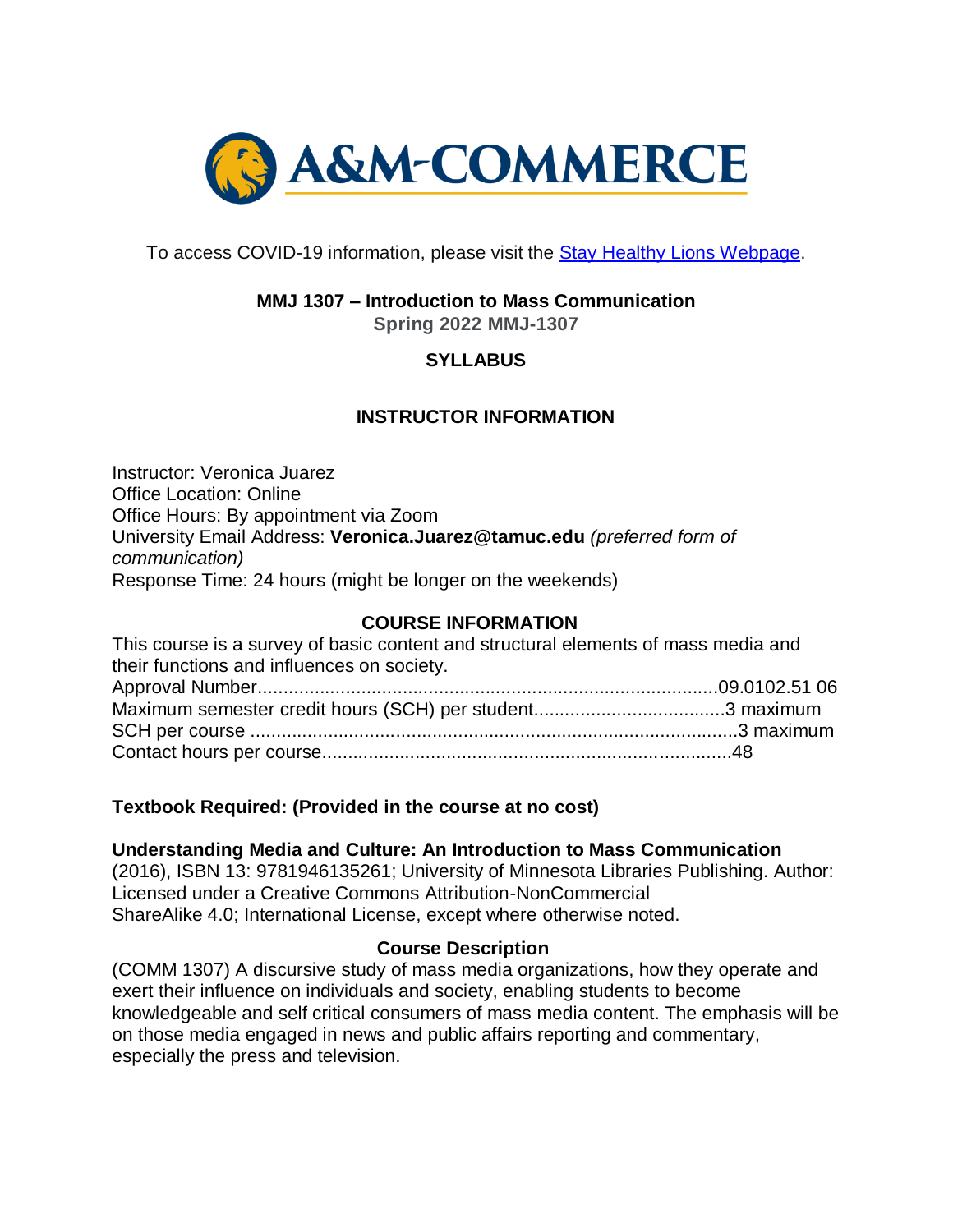To access COVID-19 information, please visit the [Stay Healthy Lions Webpage](#).

# MMJ 1307 – Introduction to Mass Communication

**Spring 2022 MMJ-1307**

## SYLLABUS

## INSTRUCTOR INFORMATION

Instructor: Veronica Juarez
Office Location: Online
Office Hours: By appointment via Zoom
University Email Address: **Veronica.Juarez@tamuc.edu** *(preferred form of communication)*
Response Time: 24 hours (might be longer on the weekends)

## COURSE INFORMATION

This course is a survey of basic content and structural elements of mass media and their functions and influences on society.
Approval Number.........................................................................................09.0102.51 06
Maximum semester credit hours (SCH) per student.....................................3 maximum
SCH per course ..............................................................................................3 maximum
Contact hours per course...............................................................................48

**Textbook Required: (Provided in the course at no cost)**

**Understanding Media and Culture: An Introduction to Mass Communication** (2016), ISBN 13: 9781946135261; University of Minnesota Libraries Publishing. Author: Licensed under a Creative Commons Attribution-NonCommercial ShareAlike 4.0; International License, except where otherwise noted.

### Course Description

(COMM 1307) A discursive study of mass media organizations, how they operate and exert their influence on individuals and society, enabling students to become knowledgeable and self critical consumers of mass media content. The emphasis will be on those media engaged in news and public affairs reporting and commentary, especially the press and television.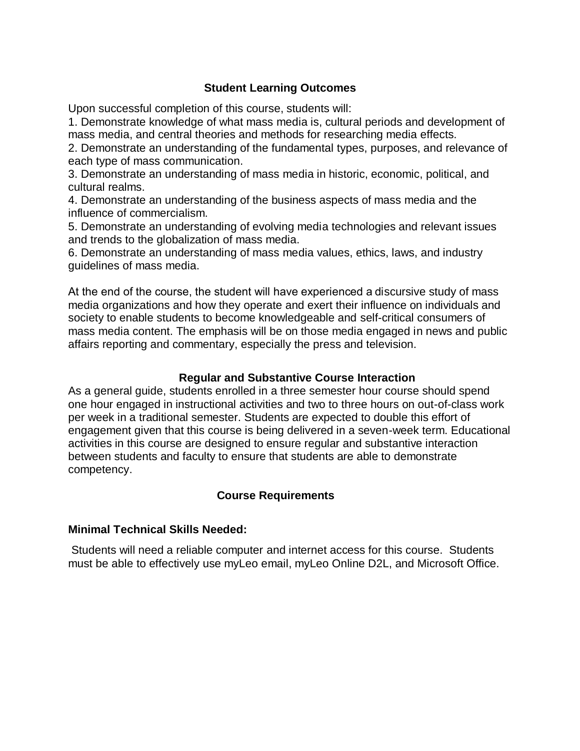## Student Learning Outcomes

Upon successful completion of this course, students will:

1. Demonstrate knowledge of what mass media is, cultural periods and development of mass media, and central theories and methods for researching media effects.
2. Demonstrate an understanding of the fundamental types, purposes, and relevance of each type of mass communication.
3. Demonstrate an understanding of mass media in historic, economic, political, and cultural realms.
4. Demonstrate an understanding of the business aspects of mass media and the influence of commercialism.
5. Demonstrate an understanding of evolving media technologies and relevant issues and trends to the globalization of mass media.
6. Demonstrate an understanding of mass media values, ethics, laws, and industry guidelines of mass media.

At the end of the course, the student will have experienced a discursive study of mass media organizations and how they operate and exert their influence on individuals and society to enable students to become knowledgeable and self-critical consumers of mass media content. The emphasis will be on those media engaged in news and public affairs reporting and commentary, especially the press and television.

## Regular and Substantive Course Interaction

As a general guide, students enrolled in a three semester hour course should spend one hour engaged in instructional activities and two to three hours on out-of-class work per week in a traditional semester. Students are expected to double this effort of engagement given that this course is being delivered in a seven-week term. Educational activities in this course are designed to ensure regular and substantive interaction between students and faculty to ensure that students are able to demonstrate competency.

## Course Requirements

### Minimal Technical Skills Needed:

Students will need a reliable computer and internet access for this course. Students must be able to effectively use myLeo email, myLeo Online D2L, and Microsoft Office.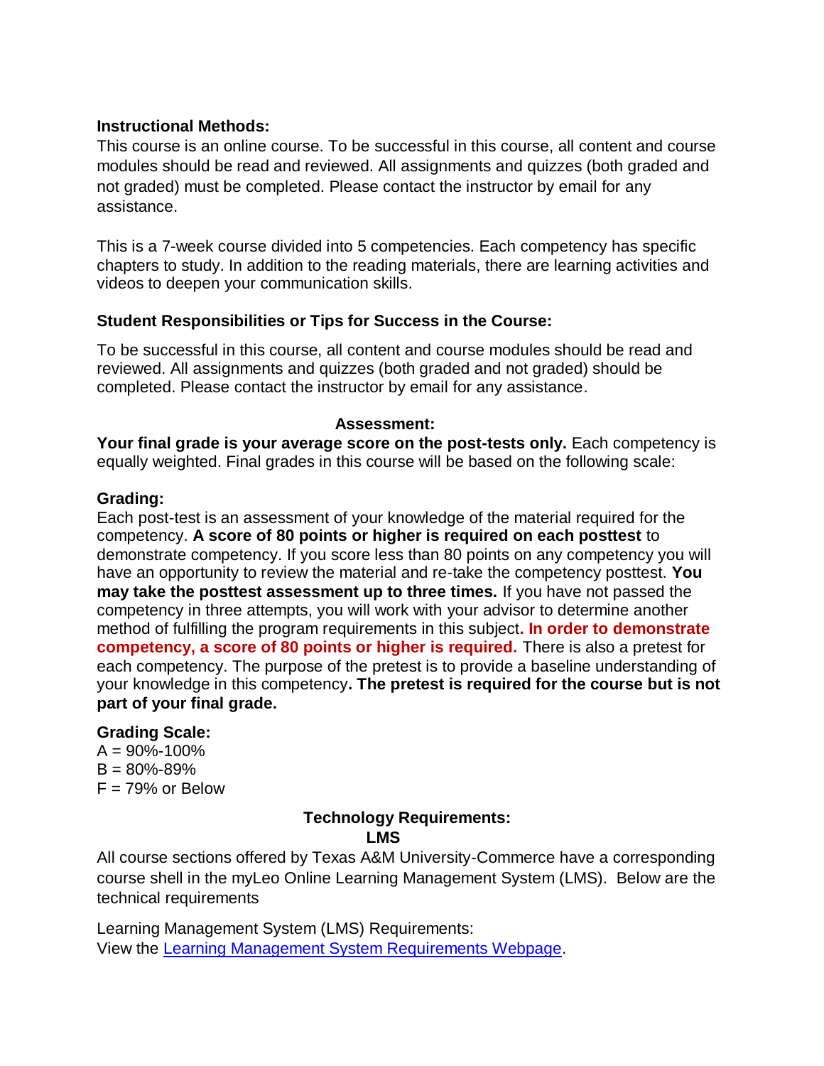**Instructional Methods:**

This course is an online course. To be successful in this course, all content and course modules should be read and reviewed. All assignments and quizzes (both graded and not graded) must be completed. Please contact the instructor by email for any assistance.

This is a 7-week course divided into 5 competencies. Each competency has specific chapters to study. In addition to the reading materials, there are learning activities and videos to deepen your communication skills.

**Student Responsibilities or Tips for Success in the Course:**

To be successful in this course, all content and course modules should be read and reviewed. All assignments and quizzes (both graded and not graded) should be completed. Please contact the instructor by email for any assistance.

**Assessment:**

**Your final grade is your average score on the post-tests only.** Each competency is equally weighted. Final grades in this course will be based on the following scale:

**Grading:**

Each post-test is an assessment of your knowledge of the material required for the competency. **A score of 80 points or higher is required on each posttest** to demonstrate competency. If you score less than 80 points on any competency you will have an opportunity to review the material and re-take the competency posttest. **You may take the posttest assessment up to three times.** If you have not passed the competency in three attempts, you will work with your advisor to determine another method of fulfilling the program requirements in this subject**. In order to demonstrate competency, a score of 80 points or higher is required.** There is also a pretest for each competency. The purpose of the pretest is to provide a baseline understanding of your knowledge in this competency**. The pretest is required for the course but is not part of your final grade.**

**Grading Scale:**

A = 90%-100%
B = 80%-89%
F = 79% or Below

**Technology Requirements:**

**LMS**

All course sections offered by Texas A&M University-Commerce have a corresponding course shell in the myLeo Online Learning Management System (LMS). Below are the technical requirements

Learning Management System (LMS) Requirements:
View the [Learning Management System Requirements Webpage](#).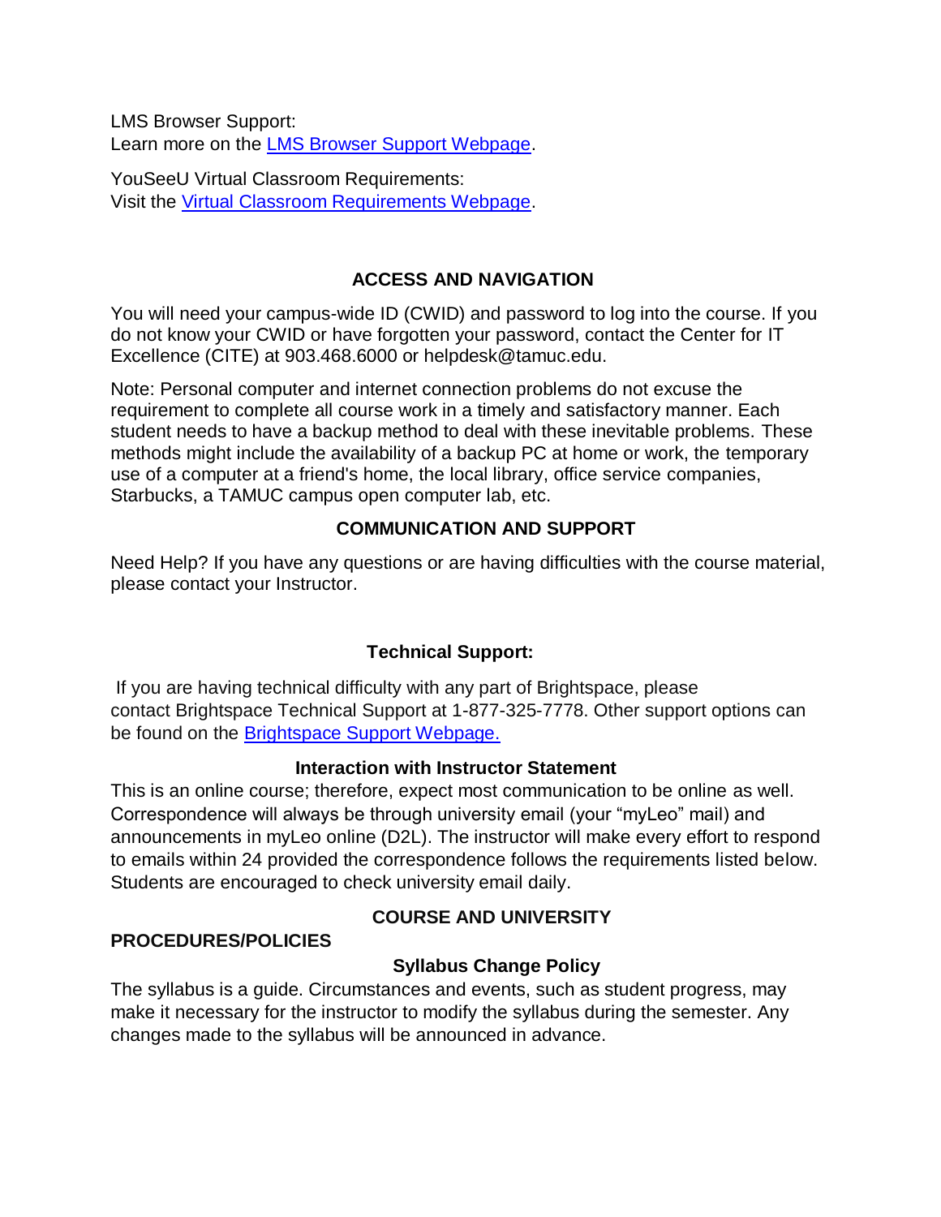LMS Browser Support:
Learn more on the [LMS Browser Support Webpage](#).

YouSeeU Virtual Classroom Requirements:
Visit the [Virtual Classroom Requirements Webpage](#).

## ACCESS AND NAVIGATION

You will need your campus-wide ID (CWID) and password to log into the course. If you do not know your CWID or have forgotten your password, contact the Center for IT Excellence (CITE) at 903.468.6000 or helpdesk@tamuc.edu.

Note: Personal computer and internet connection problems do not excuse the requirement to complete all course work in a timely and satisfactory manner. Each student needs to have a backup method to deal with these inevitable problems. These methods might include the availability of a backup PC at home or work, the temporary use of a computer at a friend's home, the local library, office service companies, Starbucks, a TAMUC campus open computer lab, etc.

## COMMUNICATION AND SUPPORT

Need Help? If you have any questions or are having difficulties with the course material, please contact your Instructor.

### Technical Support:

If you are having technical difficulty with any part of Brightspace, please contact Brightspace Technical Support at 1-877-325-7778. Other support options can be found on the [Brightspace Support Webpage.](#)

### Interaction with Instructor Statement

This is an online course; therefore, expect most communication to be online as well. Correspondence will always be through university email (your "myLeo" mail) and announcements in myLeo online (D2L). The instructor will make every effort to respond to emails within 24 provided the correspondence follows the requirements listed below. Students are encouraged to check university email daily.

## COURSE AND UNIVERSITY PROCEDURES/POLICIES

### Syllabus Change Policy

The syllabus is a guide. Circumstances and events, such as student progress, may make it necessary for the instructor to modify the syllabus during the semester. Any changes made to the syllabus will be announced in advance.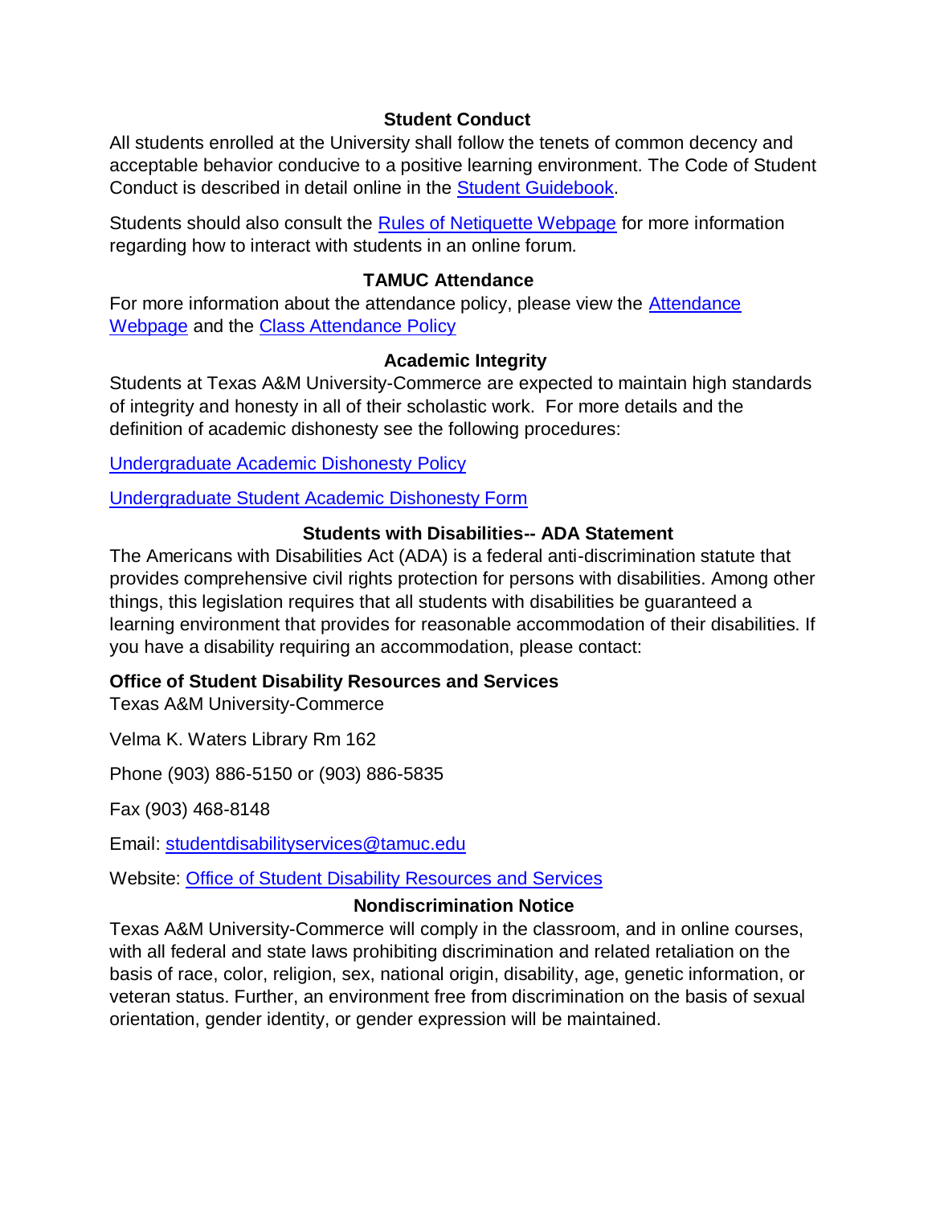## Student Conduct

All students enrolled at the University shall follow the tenets of common decency and acceptable behavior conducive to a positive learning environment. The Code of Student Conduct is described in detail online in the Student Guidebook.

Students should also consult the Rules of Netiquette Webpage for more information regarding how to interact with students in an online forum.

## TAMUC Attendance

For more information about the attendance policy, please view the Attendance Webpage and the Class Attendance Policy

## Academic Integrity

Students at Texas A&M University-Commerce are expected to maintain high standards of integrity and honesty in all of their scholastic work. For more details and the definition of academic dishonesty see the following procedures:

Undergraduate Academic Dishonesty Policy

Undergraduate Student Academic Dishonesty Form

## Students with Disabilities-- ADA Statement

The Americans with Disabilities Act (ADA) is a federal anti-discrimination statute that provides comprehensive civil rights protection for persons with disabilities. Among other things, this legislation requires that all students with disabilities be guaranteed a learning environment that provides for reasonable accommodation of their disabilities. If you have a disability requiring an accommodation, please contact:

**Office of Student Disability Resources and Services**

Texas A&M University-Commerce

Velma K. Waters Library Rm 162

Phone (903) 886-5150 or (903) 886-5835

Fax (903) 468-8148

Email: studentdisabilityservices@tamuc.edu

Website: Office of Student Disability Resources and Services

## Nondiscrimination Notice

Texas A&M University-Commerce will comply in the classroom, and in online courses, with all federal and state laws prohibiting discrimination and related retaliation on the basis of race, color, religion, sex, national origin, disability, age, genetic information, or veteran status. Further, an environment free from discrimination on the basis of sexual orientation, gender identity, or gender expression will be maintained.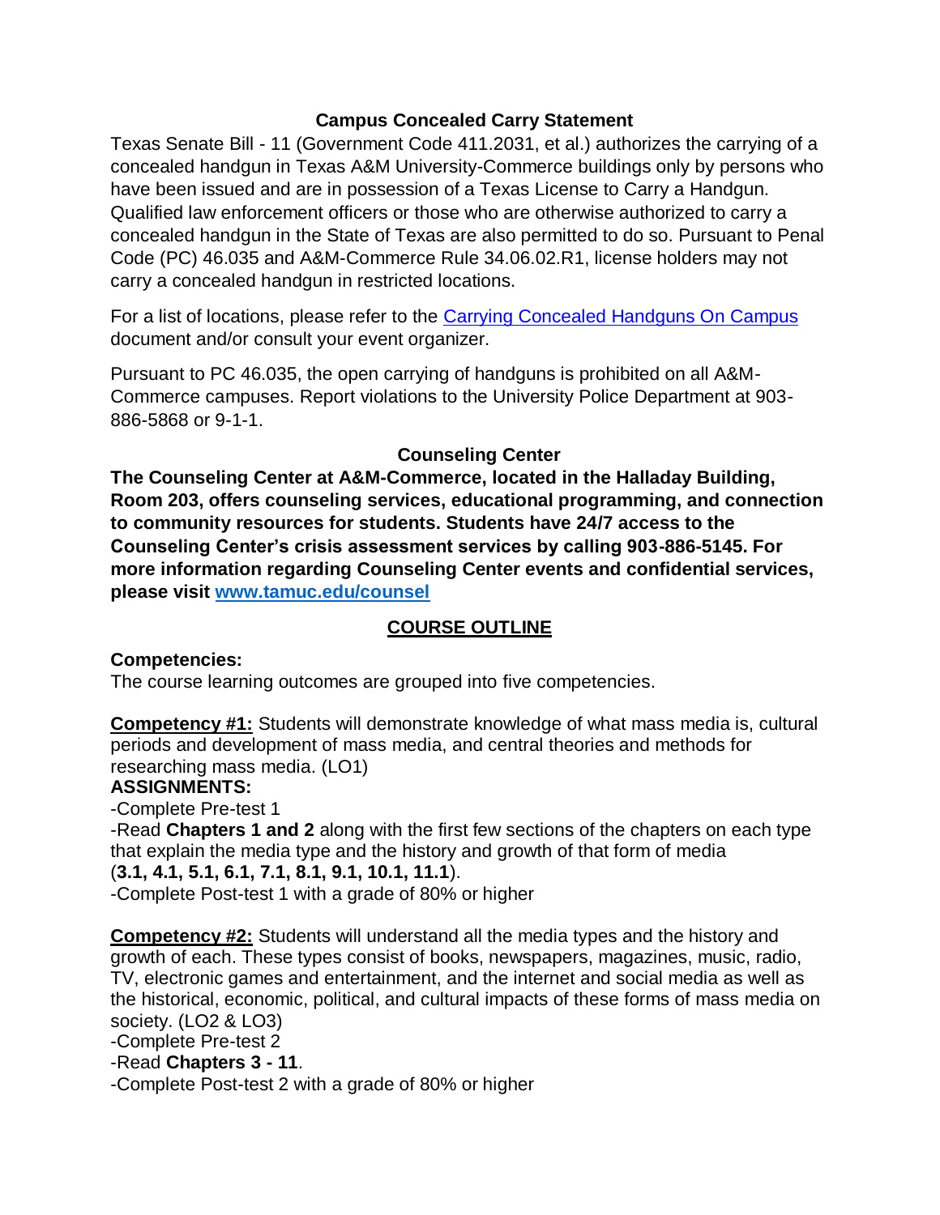### Campus Concealed Carry Statement

Texas Senate Bill - 11 (Government Code 411.2031, et al.) authorizes the carrying of a concealed handgun in Texas A&M University-Commerce buildings only by persons who have been issued and are in possession of a Texas License to Carry a Handgun. Qualified law enforcement officers or those who are otherwise authorized to carry a concealed handgun in the State of Texas are also permitted to do so. Pursuant to Penal Code (PC) 46.035 and A&M-Commerce Rule 34.06.02.R1, license holders may not carry a concealed handgun in restricted locations.

For a list of locations, please refer to the [Carrying Concealed Handguns On Campus] document and/or consult your event organizer.

Pursuant to PC 46.035, the open carrying of handguns is prohibited on all A&M-Commerce campuses. Report violations to the University Police Department at 903-886-5868 or 9-1-1.

### Counseling Center

**The Counseling Center at A&M-Commerce, located in the Halladay Building, Room 203, offers counseling services, educational programming, and connection to community resources for students. Students have 24/7 access to the Counseling Center's crisis assessment services by calling 903-886-5145. For more information regarding Counseling Center events and confidential services, please visit [www.tamuc.edu/counsel]**

## COURSE OUTLINE

**Competencies:**
The course learning outcomes are grouped into five competencies.

**Competency #1:** Students will demonstrate knowledge of what mass media is, cultural periods and development of mass media, and central theories and methods for researching mass media. (LO1)

**ASSIGNMENTS:**

-Complete Pre-test 1

-Read **Chapters 1 and 2** along with the first few sections of the chapters on each type that explain the media type and the history and growth of that form of media (**3.1, 4.1, 5.1, 6.1, 7.1, 8.1, 9.1, 10.1, 11.1**).

-Complete Post-test 1 with a grade of 80% or higher

**Competency #2:** Students will understand all the media types and the history and growth of each. These types consist of books, newspapers, magazines, music, radio, TV, electronic games and entertainment, and the internet and social media as well as the historical, economic, political, and cultural impacts of these forms of mass media on society. (LO2 & LO3)

-Complete Pre-test 2

-Read **Chapters 3 - 11**.

-Complete Post-test 2 with a grade of 80% or higher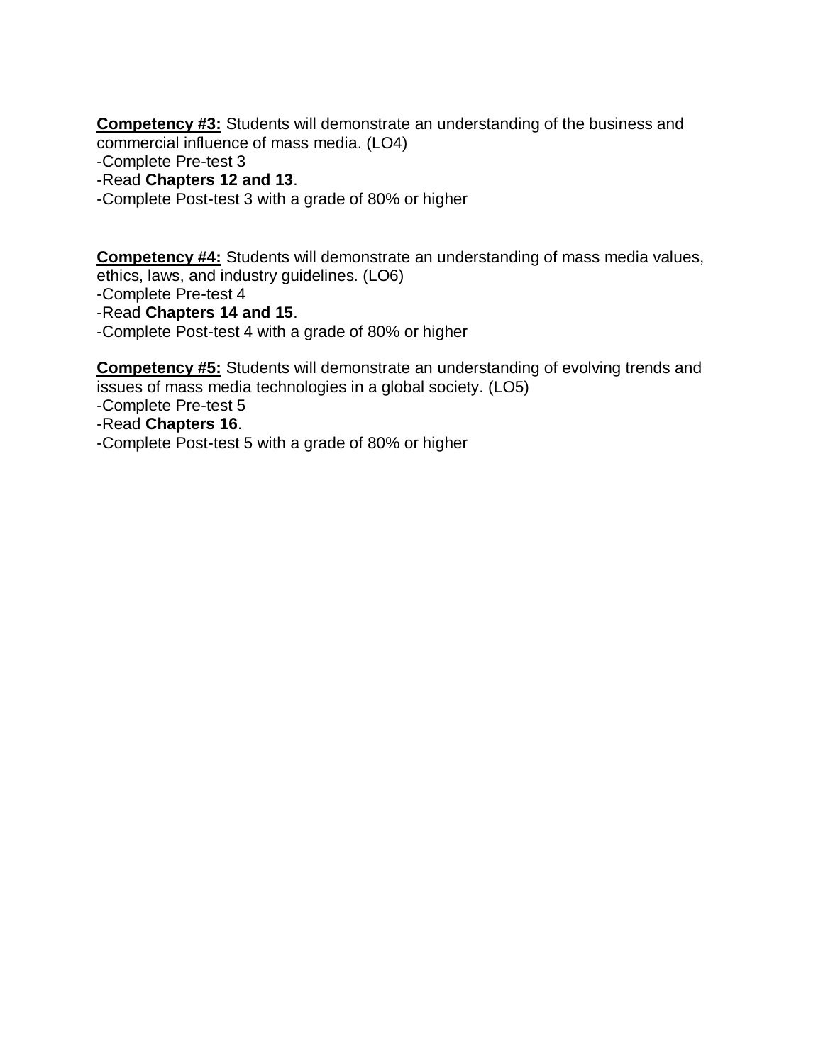**<u>Competency #3:</u>** Students will demonstrate an understanding of the business and commercial influence of mass media. (LO4)
-Complete Pre-test 3
-Read **Chapters 12 and 13**.
-Complete Post-test 3 with a grade of 80% or higher

**<u>Competency #4:</u>** Students will demonstrate an understanding of mass media values, ethics, laws, and industry guidelines. (LO6)
-Complete Pre-test 4
-Read **Chapters 14 and 15**.
-Complete Post-test 4 with a grade of 80% or higher

**<u>Competency #5:</u>** Students will demonstrate an understanding of evolving trends and issues of mass media technologies in a global society. (LO5)
-Complete Pre-test 5
-Read **Chapters 16**.
-Complete Post-test 5 with a grade of 80% or higher